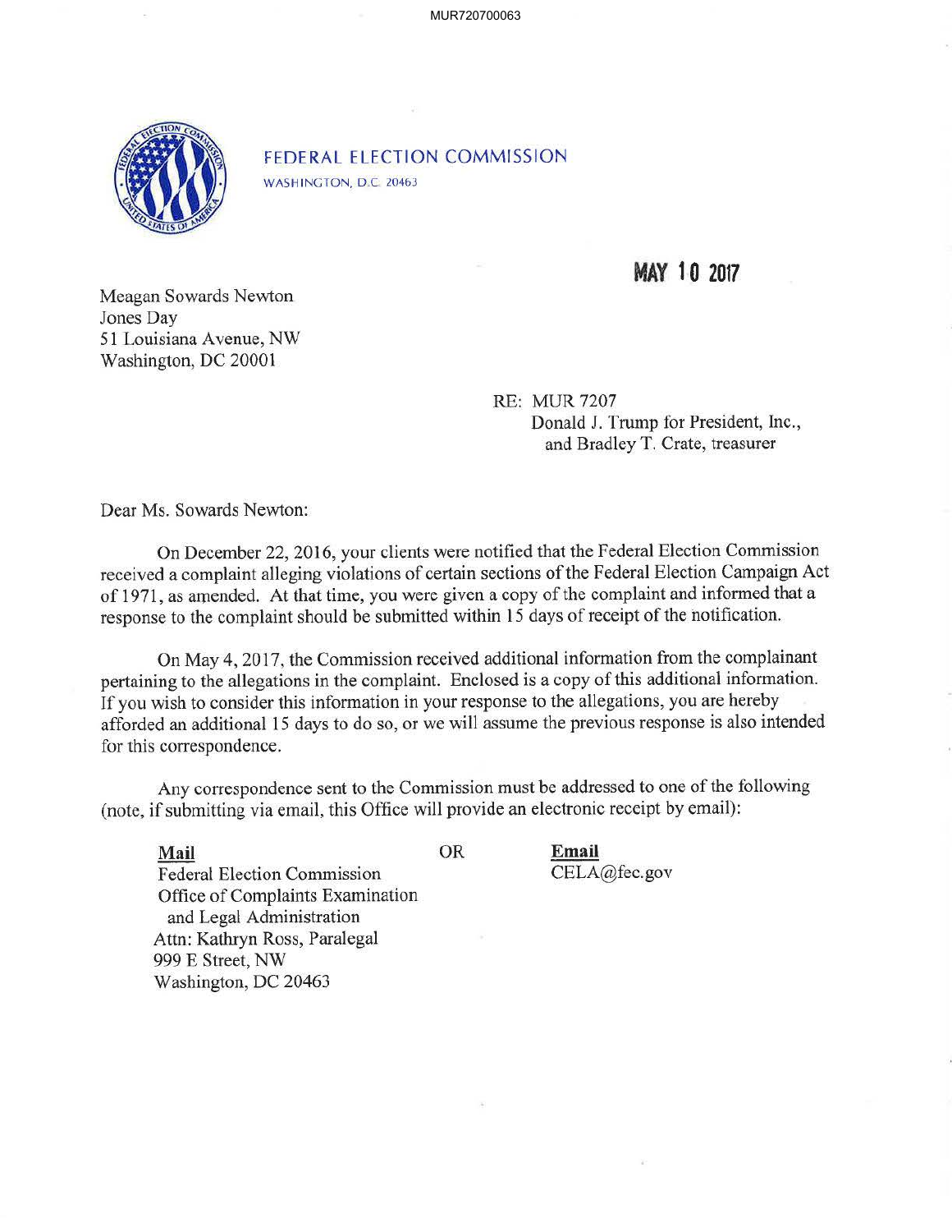FEDERAL ELECTION COMMISSION
WASHINGTON, D.C. 20463

**MAY 10 2017**

Meagan Sowards Newton
Jones Day
51 Louisiana Avenue, NW
Washington, DC 20001

RE: MUR 7207
Donald J. Trump for President, Inc.,
and Bradley T. Crate, treasurer

Dear Ms. Sowards Newton:

On December 22, 2016, your clients were notified that the Federal Election Commission received a complaint alleging violations of certain sections of the Federal Election Campaign Act of 1971, as amended. At that time, you were given a copy of the complaint and informed that a response to the complaint should be submitted within 15 days of receipt of the notification.

On May 4, 2017, the Commission received additional information from the complainant pertaining to the allegations in the complaint. Enclosed is a copy of this additional information. If you wish to consider this information in your response to the allegations, you are hereby afforded an additional 15 days to do so, or we will assume the previous response is also intended for this correspondence.

Any correspondence sent to the Commission must be addressed to one of the following (note, if submitting via email, this Office will provide an electronic receipt by email):

| **Mail** | OR | **Email** |
|---|---|---|
| Federal Election Commission<br>Office of Complaints Examination and Legal Administration<br>Attn: Kathryn Ross, Paralegal<br>999 E Street, NW<br>Washington, DC 20463 | | CELA@fec.gov |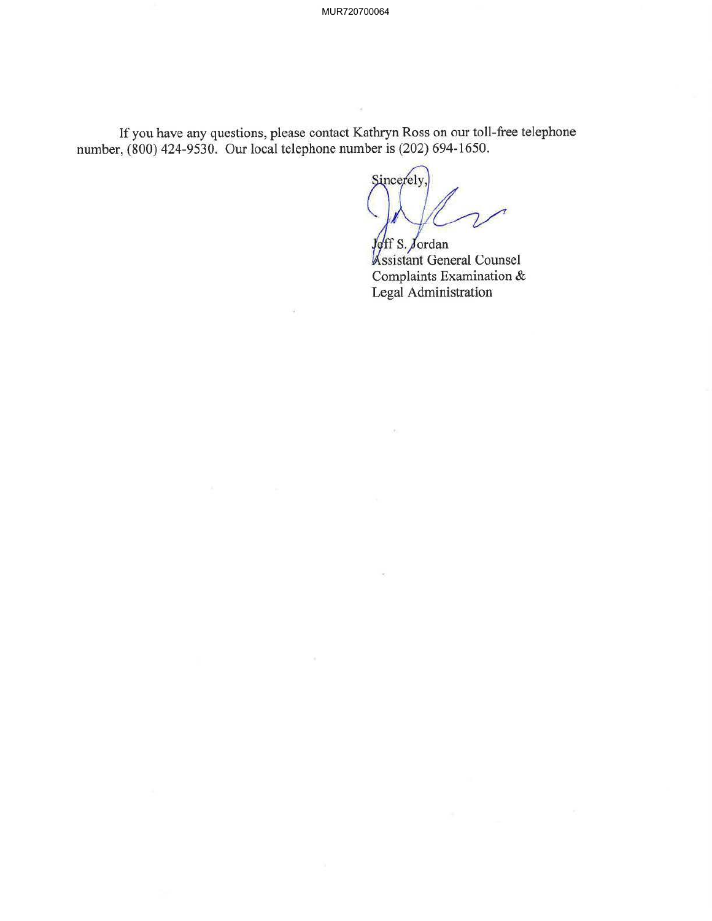If you have any questions, please contact Kathryn Ross on our toll-free telephone number, (800) 424-9530. Our local telephone number is (202) 694-1650.

Sincerely,

Jeff S. Jordan
Assistant General Counsel
Complaints Examination &
Legal Administration